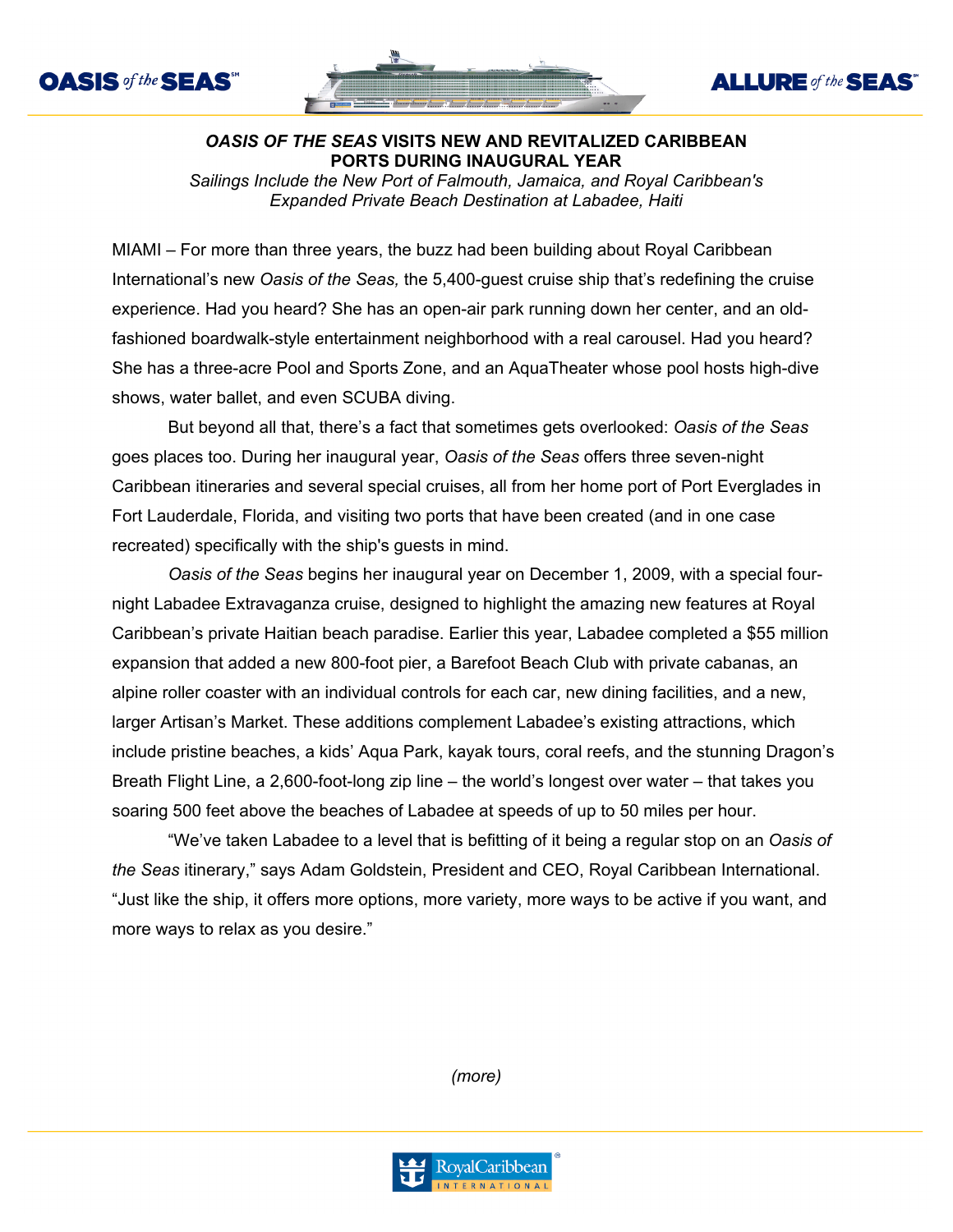## *OASIS OF THE SEAS* VISITS NEW AND REVITALIZED CARIBBEAN PORTS DURING INAUGURAL YEAR

*Sailings Include the New Port of Falmouth, Jamaica, and Royal Caribbean's Expanded Private Beach Destination at Labadee, Haiti*

MIAMI – For more than three years, the buzz had been building about Royal Caribbean International's new *Oasis of the Seas,* the 5,400-guest cruise ship that's redefining the cruise experience. Had you heard? She has an open-air park running down her center, and an old-fashioned boardwalk-style entertainment neighborhood with a real carousel. Had you heard? She has a three-acre Pool and Sports Zone, and an AquaTheater whose pool hosts high-dive shows, water ballet, and even SCUBA diving.

But beyond all that, there's a fact that sometimes gets overlooked: *Oasis of the Seas* goes places too. During her inaugural year, *Oasis of the Seas* offers three seven-night Caribbean itineraries and several special cruises, all from her home port of Port Everglades in Fort Lauderdale, Florida, and visiting two ports that have been created (and in one case recreated) specifically with the ship's guests in mind.

*Oasis of the Seas* begins her inaugural year on December 1, 2009, with a special four-night Labadee Extravaganza cruise, designed to highlight the amazing new features at Royal Caribbean's private Haitian beach paradise. Earlier this year, Labadee completed a $55 million expansion that added a new 800-foot pier, a Barefoot Beach Club with private cabanas, an alpine roller coaster with an individual controls for each car, new dining facilities, and a new, larger Artisan's Market. These additions complement Labadee's existing attractions, which include pristine beaches, a kids' Aqua Park, kayak tours, coral reefs, and the stunning Dragon's Breath Flight Line, a 2,600-foot-long zip line – the world's longest over water – that takes you soaring 500 feet above the beaches of Labadee at speeds of up to 50 miles per hour.

"We've taken Labadee to a level that is befitting of it being a regular stop on an *Oasis of the Seas* itinerary," says Adam Goldstein, President and CEO, Royal Caribbean International. "Just like the ship, it offers more options, more variety, more ways to be active if you want, and more ways to relax as you desire."

*(more)*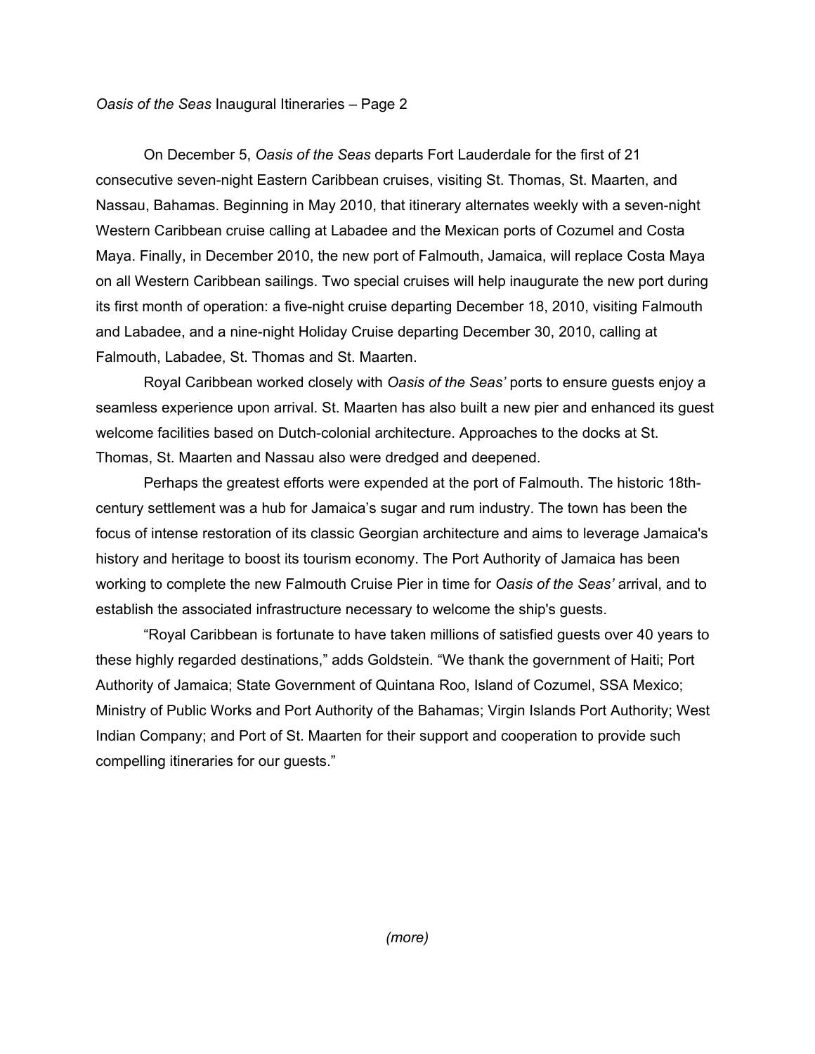On December 5, *Oasis of the Seas* departs Fort Lauderdale for the first of 21 consecutive seven-night Eastern Caribbean cruises, visiting St. Thomas, St. Maarten, and Nassau, Bahamas. Beginning in May 2010, that itinerary alternates weekly with a seven-night Western Caribbean cruise calling at Labadee and the Mexican ports of Cozumel and Costa Maya. Finally, in December 2010, the new port of Falmouth, Jamaica, will replace Costa Maya on all Western Caribbean sailings. Two special cruises will help inaugurate the new port during its first month of operation: a five-night cruise departing December 18, 2010, visiting Falmouth and Labadee, and a nine-night Holiday Cruise departing December 30, 2010, calling at Falmouth, Labadee, St. Thomas and St. Maarten.

Royal Caribbean worked closely with *Oasis of the Seas'* ports to ensure guests enjoy a seamless experience upon arrival. St. Maarten has also built a new pier and enhanced its guest welcome facilities based on Dutch-colonial architecture. Approaches to the docks at St. Thomas, St. Maarten and Nassau also were dredged and deepened.

Perhaps the greatest efforts were expended at the port of Falmouth. The historic 18th-century settlement was a hub for Jamaica's sugar and rum industry. The town has been the focus of intense restoration of its classic Georgian architecture and aims to leverage Jamaica's history and heritage to boost its tourism economy. The Port Authority of Jamaica has been working to complete the new Falmouth Cruise Pier in time for *Oasis of the Seas'* arrival, and to establish the associated infrastructure necessary to welcome the ship's guests.

"Royal Caribbean is fortunate to have taken millions of satisfied guests over 40 years to these highly regarded destinations," adds Goldstein. "We thank the government of Haiti; Port Authority of Jamaica; State Government of Quintana Roo, Island of Cozumel, SSA Mexico; Ministry of Public Works and Port Authority of the Bahamas; Virgin Islands Port Authority; West Indian Company; and Port of St. Maarten for their support and cooperation to provide such compelling itineraries for our guests."

*(more)*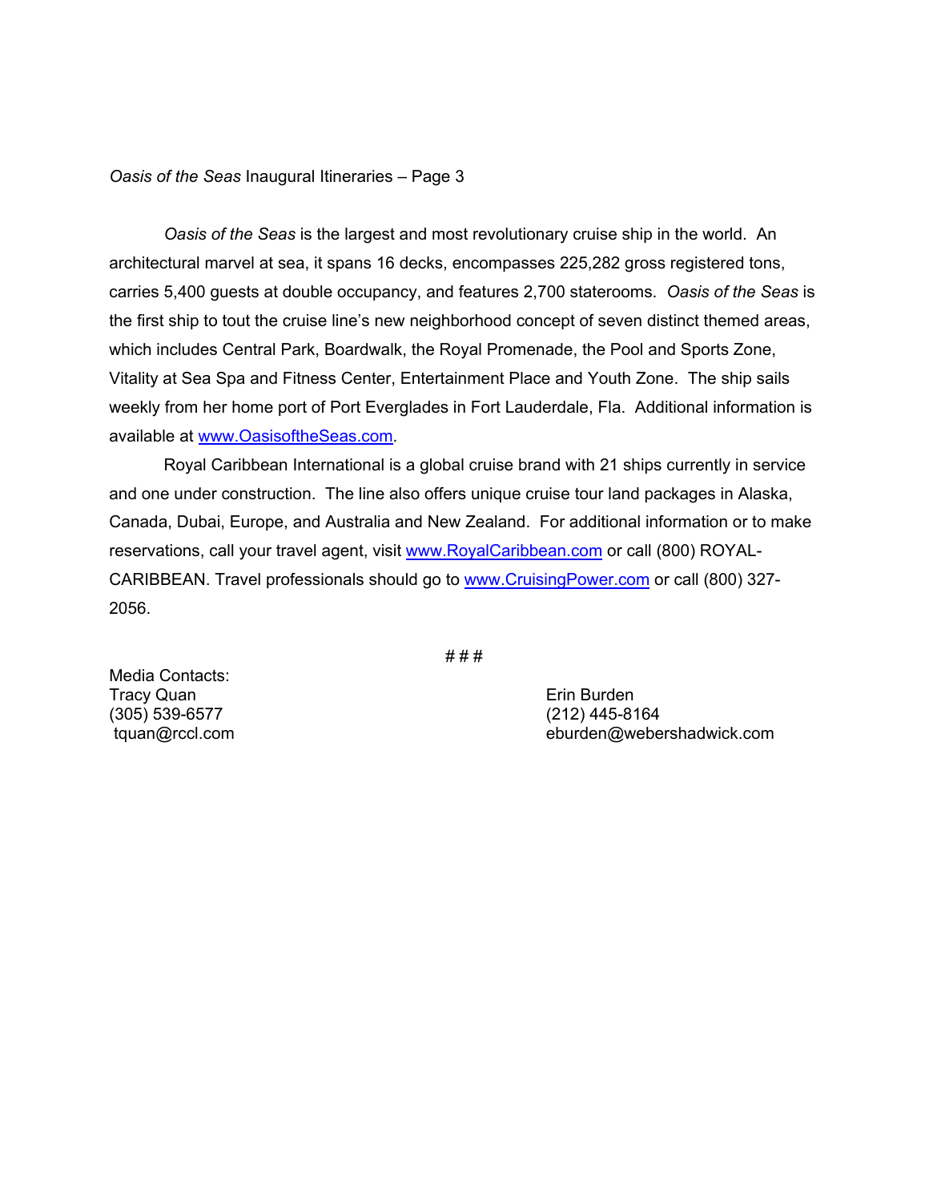*Oasis of the Seas* is the largest and most revolutionary cruise ship in the world. An architectural marvel at sea, it spans 16 decks, encompasses 225,282 gross registered tons, carries 5,400 guests at double occupancy, and features 2,700 staterooms. *Oasis of the Seas* is the first ship to tout the cruise line's new neighborhood concept of seven distinct themed areas, which includes Central Park, Boardwalk, the Royal Promenade, the Pool and Sports Zone, Vitality at Sea Spa and Fitness Center, Entertainment Place and Youth Zone. The ship sails weekly from her home port of Port Everglades in Fort Lauderdale, Fla. Additional information is available at www.OasisoftheSeas.com.

Royal Caribbean International is a global cruise brand with 21 ships currently in service and one under construction. The line also offers unique cruise tour land packages in Alaska, Canada, Dubai, Europe, and Australia and New Zealand. For additional information or to make reservations, call your travel agent, visit www.RoyalCaribbean.com or call (800) ROYAL-CARIBBEAN. Travel professionals should go to www.CruisingPower.com or call (800) 327-2056.

# # #

Media Contacts:

Tracy Quan
(305) 539-6577
tquan@rccl.com

Erin Burden
(212) 445-8164
eburden@webershadwick.com